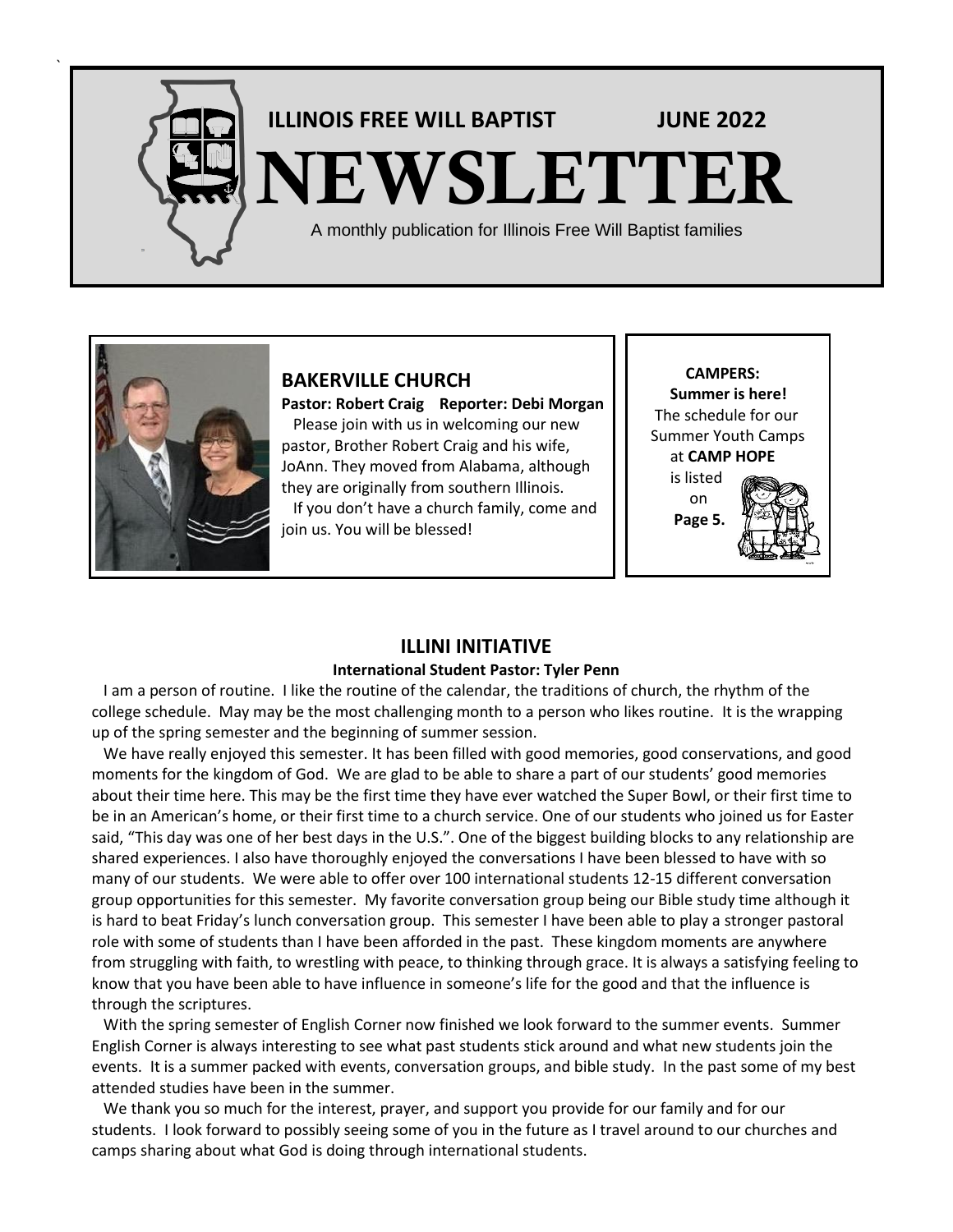# ILLINOIS FREE WILL BAPTIST NEWSLETTER

**JUNE 2022**

A monthly publication for Illinois Free Will Baptist families

## BAKERVILLE CHURCH

**Pastor: Robert Craig Reporter: Debi Morgan**

Please join with us in welcoming our new pastor, Brother Robert Craig and his wife, JoAnn. They moved from Alabama, although they are originally from southern Illinois.

If you don't have a church family, come and join us. You will be blessed!

**CAMPERS:**
**Summer is here!**
The schedule for our Summer Youth Camps at **CAMP HOPE** is listed on **Page 5.**

## ILLINI INITIATIVE

**International Student Pastor: Tyler Penn**

I am a person of routine. I like the routine of the calendar, the traditions of church, the rhythm of the college schedule. May may be the most challenging month to a person who likes routine. It is the wrapping up of the spring semester and the beginning of summer session.

We have really enjoyed this semester. It has been filled with good memories, good conservations, and good moments for the kingdom of God. We are glad to be able to share a part of our students' good memories about their time here. This may be the first time they have ever watched the Super Bowl, or their first time to be in an American's home, or their first time to a church service. One of our students who joined us for Easter said, "This day was one of her best days in the U.S.". One of the biggest building blocks to any relationship are shared experiences. I also have thoroughly enjoyed the conversations I have been blessed to have with so many of our students. We were able to offer over 100 international students 12-15 different conversation group opportunities for this semester. My favorite conversation group being our Bible study time although it is hard to beat Friday's lunch conversation group. This semester I have been able to play a stronger pastoral role with some of students than I have been afforded in the past. These kingdom moments are anywhere from struggling with faith, to wrestling with peace, to thinking through grace. It is always a satisfying feeling to know that you have been able to have influence in someone's life for the good and that the influence is through the scriptures.

With the spring semester of English Corner now finished we look forward to the summer events. Summer English Corner is always interesting to see what past students stick around and what new students join the events. It is a summer packed with events, conversation groups, and bible study. In the past some of my best attended studies have been in the summer.

We thank you so much for the interest, prayer, and support you provide for our family and for our students. I look forward to possibly seeing some of you in the future as I travel around to our churches and camps sharing about what God is doing through international students.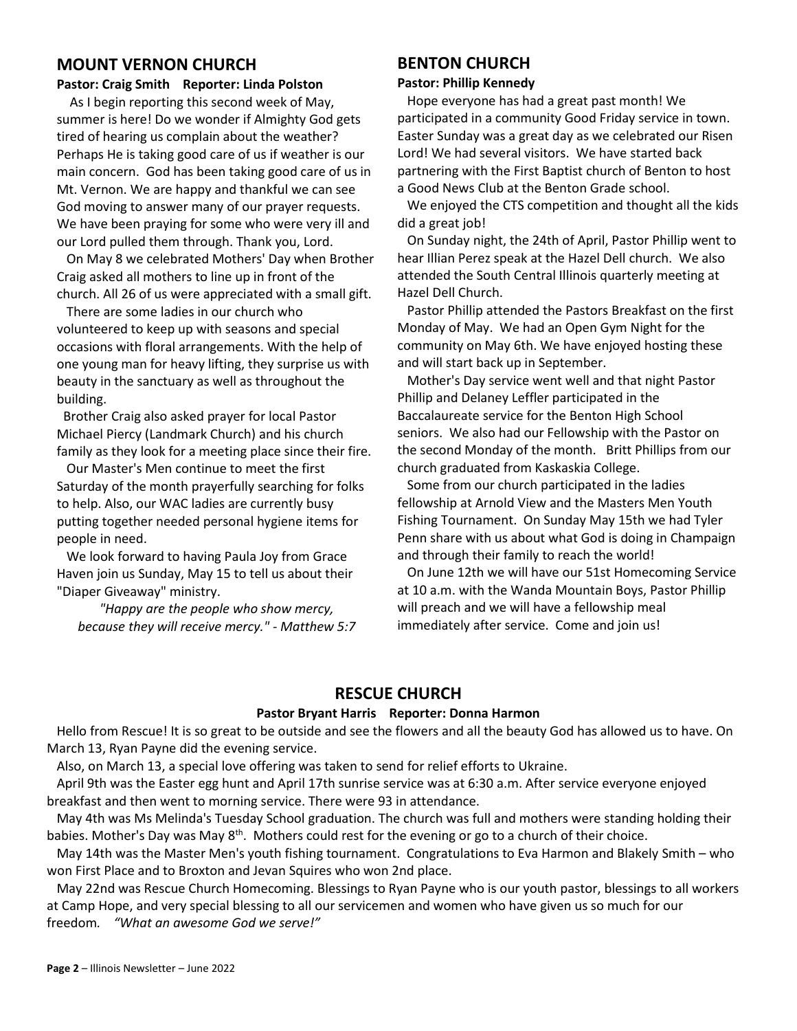## MOUNT VERNON CHURCH

**Pastor: Craig Smith Reporter: Linda Polston**

As I begin reporting this second week of May, summer is here! Do we wonder if Almighty God gets tired of hearing us complain about the weather? Perhaps He is taking good care of us if weather is our main concern. God has been taking good care of us in Mt. Vernon. We are happy and thankful we can see God moving to answer many of our prayer requests. We have been praying for some who were very ill and our Lord pulled them through. Thank you, Lord.

On May 8 we celebrated Mothers' Day when Brother Craig asked all mothers to line up in front of the church. All 26 of us were appreciated with a small gift.

There are some ladies in our church who volunteered to keep up with seasons and special occasions with floral arrangements. With the help of one young man for heavy lifting, they surprise us with beauty in the sanctuary as well as throughout the building.

Brother Craig also asked prayer for local Pastor Michael Piercy (Landmark Church) and his church family as they look for a meeting place since their fire.

Our Master's Men continue to meet the first Saturday of the month prayerfully searching for folks to help. Also, our WAC ladies are currently busy putting together needed personal hygiene items for people in need.

We look forward to having Paula Joy from Grace Haven join us Sunday, May 15 to tell us about their "Diaper Giveaway" ministry.

*"Happy are the people who show mercy, because they will receive mercy." - Matthew 5:7*

## BENTON CHURCH

**Pastor: Phillip Kennedy**

Hope everyone has had a great past month! We participated in a community Good Friday service in town. Easter Sunday was a great day as we celebrated our Risen Lord! We had several visitors. We have started back partnering with the First Baptist church of Benton to host a Good News Club at the Benton Grade school.

We enjoyed the CTS competition and thought all the kids did a great job!

On Sunday night, the 24th of April, Pastor Phillip went to hear Illian Perez speak at the Hazel Dell church. We also attended the South Central Illinois quarterly meeting at Hazel Dell Church.

Pastor Phillip attended the Pastors Breakfast on the first Monday of May. We had an Open Gym Night for the community on May 6th. We have enjoyed hosting these and will start back up in September.

Mother's Day service went well and that night Pastor Phillip and Delaney Leffler participated in the Baccalaureate service for the Benton High School seniors. We also had our Fellowship with the Pastor on the second Monday of the month. Britt Phillips from our church graduated from Kaskaskia College.

Some from our church participated in the ladies fellowship at Arnold View and the Masters Men Youth Fishing Tournament. On Sunday May 15th we had Tyler Penn share with us about what God is doing in Champaign and through their family to reach the world!

On June 12th we will have our 51st Homecoming Service at 10 a.m. with the Wanda Mountain Boys, Pastor Phillip will preach and we will have a fellowship meal immediately after service. Come and join us!

## RESCUE CHURCH

**Pastor Bryant Harris Reporter: Donna Harmon**

Hello from Rescue! It is so great to be outside and see the flowers and all the beauty God has allowed us to have. On March 13, Ryan Payne did the evening service.

Also, on March 13, a special love offering was taken to send for relief efforts to Ukraine.

April 9th was the Easter egg hunt and April 17th sunrise service was at 6:30 a.m. After service everyone enjoyed breakfast and then went to morning service. There were 93 in attendance.

May 4th was Ms Melinda's Tuesday School graduation. The church was full and mothers were standing holding their babies. Mother's Day was May 8th. Mothers could rest for the evening or go to a church of their choice.

May 14th was the Master Men's youth fishing tournament. Congratulations to Eva Harmon and Blakely Smith – who won First Place and to Broxton and Jevan Squires who won 2nd place.

May 22nd was Rescue Church Homecoming. Blessings to Ryan Payne who is our youth pastor, blessings to all workers at Camp Hope, and very special blessing to all our servicemen and women who have given us so much for our freedom. *"What an awesome God we serve!"*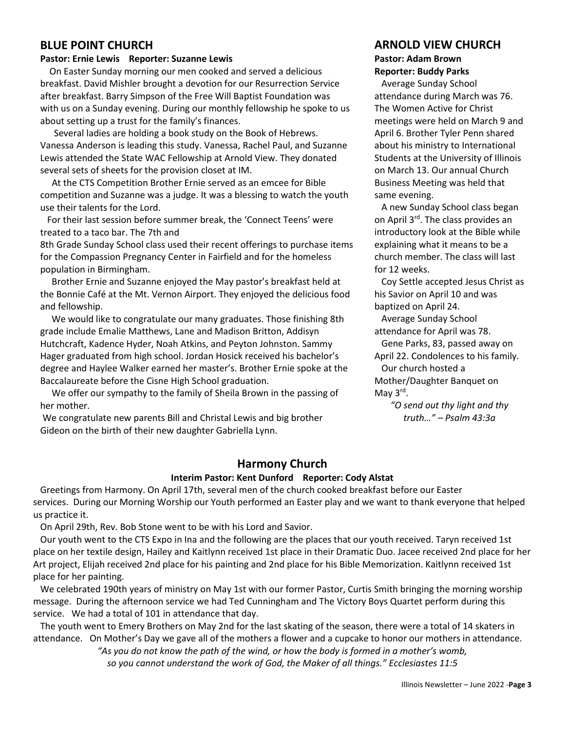## BLUE POINT CHURCH

**Pastor: Ernie Lewis  Reporter: Suzanne Lewis**

On Easter Sunday morning our men cooked and served a delicious breakfast. David Mishler brought a devotion for our Resurrection Service after breakfast. Barry Simpson of the Free Will Baptist Foundation was with us on a Sunday evening. During our monthly fellowship he spoke to us about setting up a trust for the family's finances.

Several ladies are holding a book study on the Book of Hebrews. Vanessa Anderson is leading this study. Vanessa, Rachel Paul, and Suzanne Lewis attended the State WAC Fellowship at Arnold View. They donated several sets of sheets for the provision closet at IM.

At the CTS Competition Brother Ernie served as an emcee for Bible competition and Suzanne was a judge. It was a blessing to watch the youth use their talents for the Lord.

For their last session before summer break, the 'Connect Teens' were treated to a taco bar. The 7th and 8th Grade Sunday School class used their recent offerings to purchase items for the Compassion Pregnancy Center in Fairfield and for the homeless population in Birmingham.

Brother Ernie and Suzanne enjoyed the May pastor's breakfast held at the Bonnie Café at the Mt. Vernon Airport. They enjoyed the delicious food and fellowship.

We would like to congratulate our many graduates. Those finishing 8th grade include Emalie Matthews, Lane and Madison Britton, Addisyn Hutchcraft, Kadence Hyder, Noah Atkins, and Peyton Johnston. Sammy Hager graduated from high school. Jordan Hosick received his bachelor's degree and Haylee Walker earned her master's. Brother Ernie spoke at the Baccalaureate before the Cisne High School graduation.

We offer our sympathy to the family of Sheila Brown in the passing of her mother.

We congratulate new parents Bill and Christal Lewis and big brother Gideon on the birth of their new daughter Gabriella Lynn.

## ARNOLD VIEW CHURCH

**Pastor: Adam Brown**
**Reporter: Buddy Parks**

Average Sunday School attendance during March was 76. The Women Active for Christ meetings were held on March 9 and April 6. Brother Tyler Penn shared about his ministry to International Students at the University of Illinois on March 13. Our annual Church Business Meeting was held that same evening.

A new Sunday School class began on April 3rd. The class provides an introductory look at the Bible while explaining what it means to be a church member. The class will last for 12 weeks.

Coy Settle accepted Jesus Christ as his Savior on April 10 and was baptized on April 24.

Average Sunday School attendance for April was 78.

Gene Parks, 83, passed away on April 22. Condolences to his family.

Our church hosted a Mother/Daughter Banquet on May 3rd.

*"O send out thy light and thy truth…" – Psalm 43:3a*

## Harmony Church

**Interim Pastor: Kent Dunford  Reporter: Cody Alstat**

Greetings from Harmony. On April 17th, several men of the church cooked breakfast before our Easter services. During our Morning Worship our Youth performed an Easter play and we want to thank everyone that helped us practice it.

On April 29th, Rev. Bob Stone went to be with his Lord and Savior.

Our youth went to the CTS Expo in Ina and the following are the places that our youth received. Taryn received 1st place on her textile design, Hailey and Kaitlynn received 1st place in their Dramatic Duo. Jacee received 2nd place for her Art project, Elijah received 2nd place for his painting and 2nd place for his Bible Memorization. Kaitlynn received 1st place for her painting.

We celebrated 190th years of ministry on May 1st with our former Pastor, Curtis Smith bringing the morning worship message. During the afternoon service we had Ted Cunningham and The Victory Boys Quartet perform during this service. We had a total of 101 in attendance that day.

The youth went to Emery Brothers on May 2nd for the last skating of the season, there were a total of 14 skaters in attendance. On Mother's Day we gave all of the mothers a flower and a cupcake to honor our mothers in attendance.

*"As you do not know the path of the wind, or how the body is formed in a mother's womb, so you cannot understand the work of God, the Maker of all things." Ecclesiastes 11:5*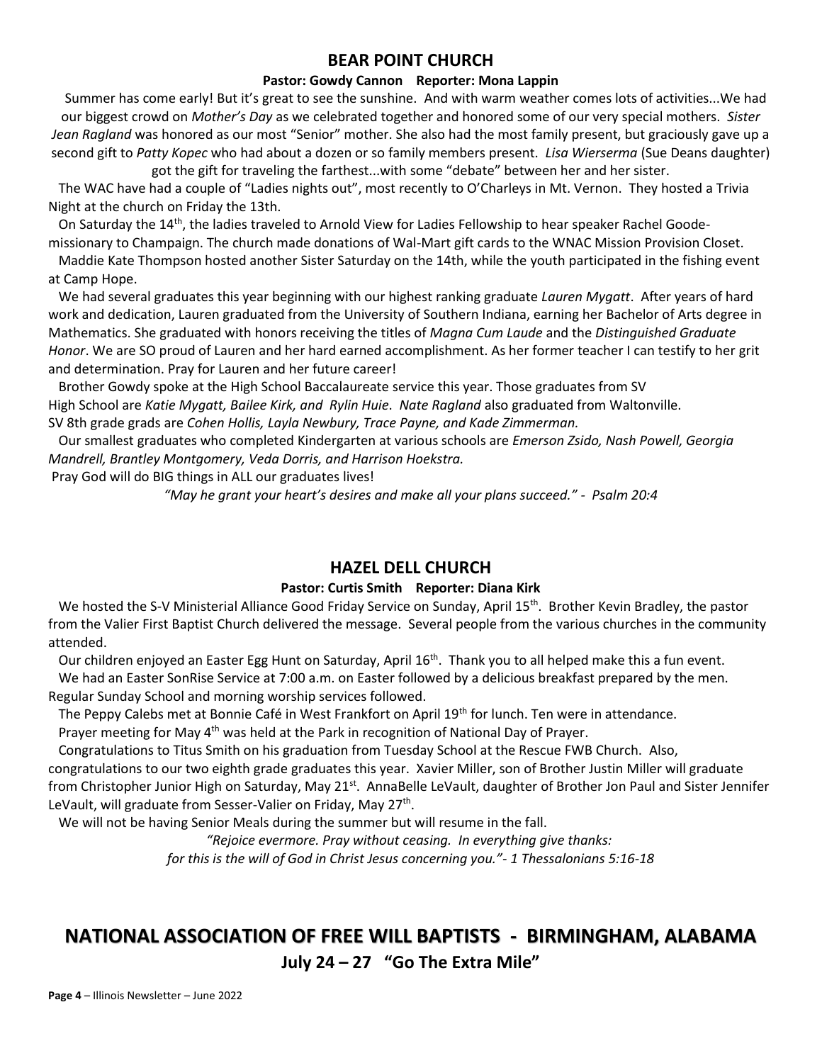## BEAR POINT CHURCH

**Pastor: Gowdy Cannon Reporter: Mona Lappin**

Summer has come early! But it's great to see the sunshine. And with warm weather comes lots of activities...We had our biggest crowd on *Mother's Day* as we celebrated together and honored some of our very special mothers. *Sister Jean Ragland* was honored as our most "Senior" mother. She also had the most family present, but graciously gave up a second gift to *Patty Kopec* who had about a dozen or so family members present. *Lisa Wierserma* (Sue Deans daughter) got the gift for traveling the farthest...with some "debate" between her and her sister.

The WAC have had a couple of "Ladies nights out", most recently to O'Charleys in Mt. Vernon. They hosted a Trivia Night at the church on Friday the 13th.

On Saturday the 14th, the ladies traveled to Arnold View for Ladies Fellowship to hear speaker Rachel Goode-missionary to Champaign. The church made donations of Wal-Mart gift cards to the WNAC Mission Provision Closet.

Maddie Kate Thompson hosted another Sister Saturday on the 14th, while the youth participated in the fishing event at Camp Hope.

We had several graduates this year beginning with our highest ranking graduate *Lauren Mygatt*. After years of hard work and dedication, Lauren graduated from the University of Southern Indiana, earning her Bachelor of Arts degree in Mathematics. She graduated with honors receiving the titles of *Magna Cum Laude* and the *Distinguished Graduate Honor*. We are SO proud of Lauren and her hard earned accomplishment. As her former teacher I can testify to her grit and determination. Pray for Lauren and her future career!

Brother Gowdy spoke at the High School Baccalaureate service this year. Those graduates from SV High School are *Katie Mygatt, Bailee Kirk, and Rylin Huie*. *Nate Ragland* also graduated from Waltonville. SV 8th grade grads are *Cohen Hollis, Layla Newbury, Trace Payne, and Kade Zimmerman.*

Our smallest graduates who completed Kindergarten at various schools are *Emerson Zsido, Nash Powell, Georgia Mandrell, Brantley Montgomery, Veda Dorris, and Harrison Hoekstra.*

Pray God will do BIG things in ALL our graduates lives!

*"May he grant your heart's desires and make all your plans succeed." - Psalm 20:4*

## HAZEL DELL CHURCH

**Pastor: Curtis Smith Reporter: Diana Kirk**

We hosted the S-V Ministerial Alliance Good Friday Service on Sunday, April 15th. Brother Kevin Bradley, the pastor from the Valier First Baptist Church delivered the message. Several people from the various churches in the community attended.

Our children enjoyed an Easter Egg Hunt on Saturday, April 16th. Thank you to all helped make this a fun event.

We had an Easter SonRise Service at 7:00 a.m. on Easter followed by a delicious breakfast prepared by the men. Regular Sunday School and morning worship services followed.

The Peppy Calebs met at Bonnie Café in West Frankfort on April 19th for lunch. Ten were in attendance.

Prayer meeting for May 4th was held at the Park in recognition of National Day of Prayer.

Congratulations to Titus Smith on his graduation from Tuesday School at the Rescue FWB Church. Also, congratulations to our two eighth grade graduates this year. Xavier Miller, son of Brother Justin Miller will graduate from Christopher Junior High on Saturday, May 21st. AnnaBelle LeVault, daughter of Brother Jon Paul and Sister Jennifer LeVault, will graduate from Sesser-Valier on Friday, May 27th.

We will not be having Senior Meals during the summer but will resume in the fall.

*"Rejoice evermore. Pray without ceasing. In everything give thanks:*
*for this is the will of God in Christ Jesus concerning you."- 1 Thessalonians 5:16-18*

# NATIONAL ASSOCIATION OF FREE WILL BAPTISTS - BIRMINGHAM, ALABAMA

**July 24 – 27 "Go The Extra Mile"**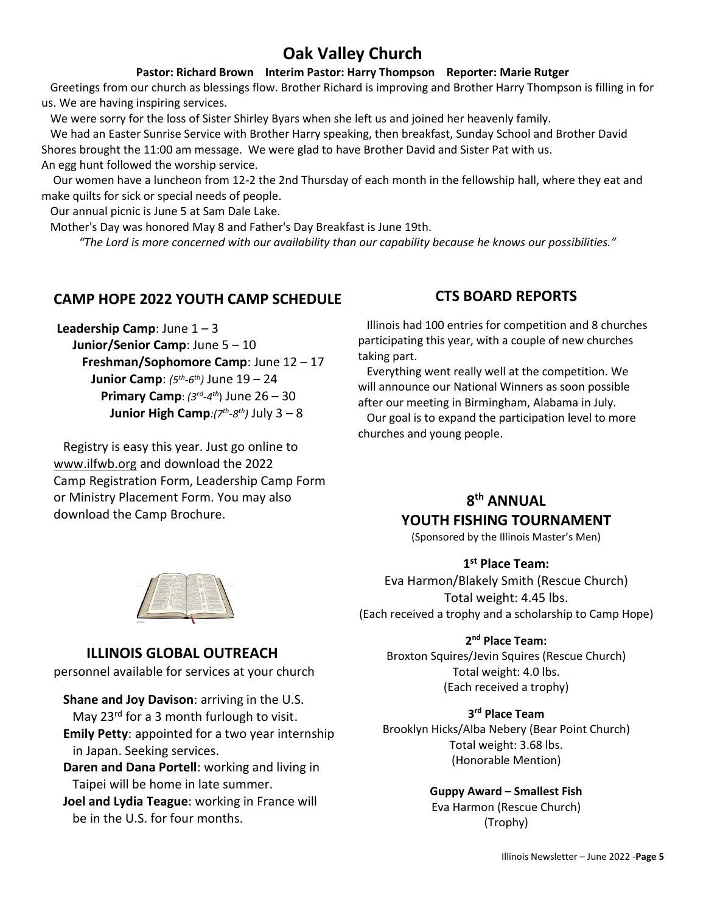# Oak Valley Church

**Pastor: Richard Brown Interim Pastor: Harry Thompson Reporter: Marie Rutger**

Greetings from our church as blessings flow. Brother Richard is improving and Brother Harry Thompson is filling in for us. We are having inspiring services.

We were sorry for the loss of Sister Shirley Byars when she left us and joined her heavenly family.

We had an Easter Sunrise Service with Brother Harry speaking, then breakfast, Sunday School and Brother David Shores brought the 11:00 am message. We were glad to have Brother David and Sister Pat with us. An egg hunt followed the worship service.

Our women have a luncheon from 12-2 the 2nd Thursday of each month in the fellowship hall, where they eat and make quilts for sick or special needs of people.

Our annual picnic is June 5 at Sam Dale Lake.

Mother's Day was honored May 8 and Father's Day Breakfast is June 19th.

*"The Lord is more concerned with our availability than our capability because he knows our possibilities."*

## CAMP HOPE 2022 YOUTH CAMP SCHEDULE

**Leadership Camp**: June 1 – 3
**Junior/Senior Camp**: June 5 – 10
**Freshman/Sophomore Camp**: June 12 – 17
**Junior Camp**: *(5th-6th)* June 19 – 24
**Primary Camp**: *(3rd-4th)* June 26 – 30
**Junior High Camp**: *(7th-8th)* July 3 – 8

Registry is easy this year. Just go online to www.ilfwb.org and download the 2022 Camp Registration Form, Leadership Camp Form or Ministry Placement Form. You may also download the Camp Brochure.

## ILLINOIS GLOBAL OUTREACH

personnel available for services at your church

**Shane and Joy Davison**: arriving in the U.S. May 23rd for a 3 month furlough to visit.
**Emily Petty**: appointed for a two year internship in Japan. Seeking services.
**Daren and Dana Portell**: working and living in Taipei will be home in late summer.
**Joel and Lydia Teague**: working in France will be in the U.S. for four months.

## CTS BOARD REPORTS

Illinois had 100 entries for competition and 8 churches participating this year, with a couple of new churches taking part.

Everything went really well at the competition. We will announce our National Winners as soon possible after our meeting in Birmingham, Alabama in July.

Our goal is to expand the participation level to more churches and young people.

## 8th ANNUAL YOUTH FISHING TOURNAMENT

(Sponsored by the Illinois Master's Men)

**1st Place Team:**
Eva Harmon/Blakely Smith (Rescue Church)
Total weight: 4.45 lbs.
(Each received a trophy and a scholarship to Camp Hope)

**2nd Place Team:**
Broxton Squires/Jevin Squires (Rescue Church)
Total weight: 4.0 lbs.
(Each received a trophy)

**3rd Place Team**
Brooklyn Hicks/Alba Nebery (Bear Point Church)
Total weight: 3.68 lbs.
(Honorable Mention)

**Guppy Award – Smallest Fish**
Eva Harmon (Rescue Church)
(Trophy)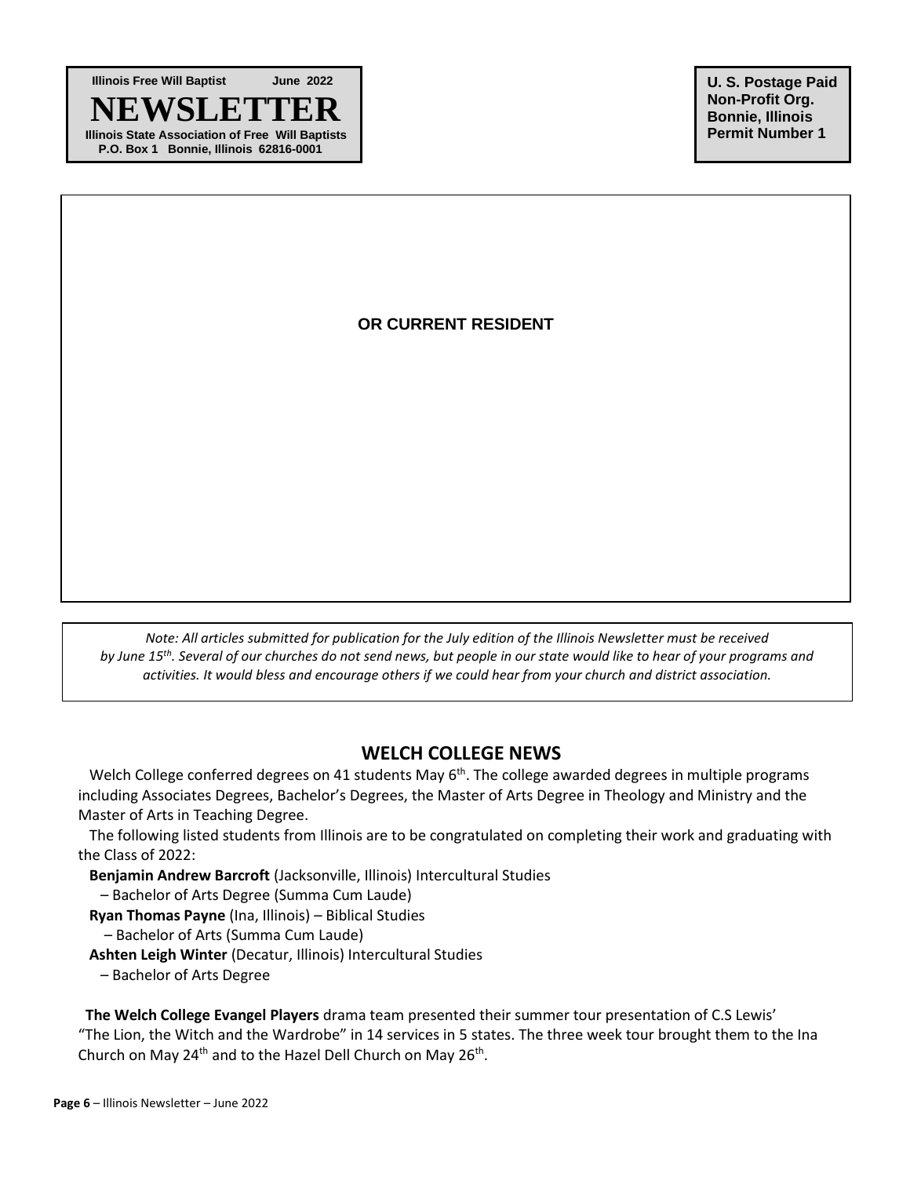**Illinois Free Will Baptist June 2022**

# NEWSLETTER

**Illinois State Association of Free Will Baptists**
**P.O. Box 1 Bonnie, Illinois 62816-0001**

**U. S. Postage Paid**
**Non-Profit Org.**
**Bonnie, Illinois**
**Permit Number 1**

**OR CURRENT RESIDENT**

*Note: All articles submitted for publication for the July edition of the Illinois Newsletter must be received by June 15th. Several of our churches do not send news, but people in our state would like to hear of your programs and activities. It would bless and encourage others if we could hear from your church and district association.*

## WELCH COLLEGE NEWS

Welch College conferred degrees on 41 students May 6th. The college awarded degrees in multiple programs including Associates Degrees, Bachelor's Degrees, the Master of Arts Degree in Theology and Ministry and the Master of Arts in Teaching Degree.

The following listed students from Illinois are to be congratulated on completing their work and graduating with the Class of 2022:

**Benjamin Andrew Barcroft** (Jacksonville, Illinois) Intercultural Studies
– Bachelor of Arts Degree (Summa Cum Laude)

**Ryan Thomas Payne** (Ina, Illinois) – Biblical Studies
– Bachelor of Arts (Summa Cum Laude)

**Ashten Leigh Winter** (Decatur, Illinois) Intercultural Studies
– Bachelor of Arts Degree

**The Welch College Evangel Players** drama team presented their summer tour presentation of C.S Lewis' "The Lion, the Witch and the Wardrobe" in 14 services in 5 states. The three week tour brought them to the Ina Church on May 24th and to the Hazel Dell Church on May 26th.